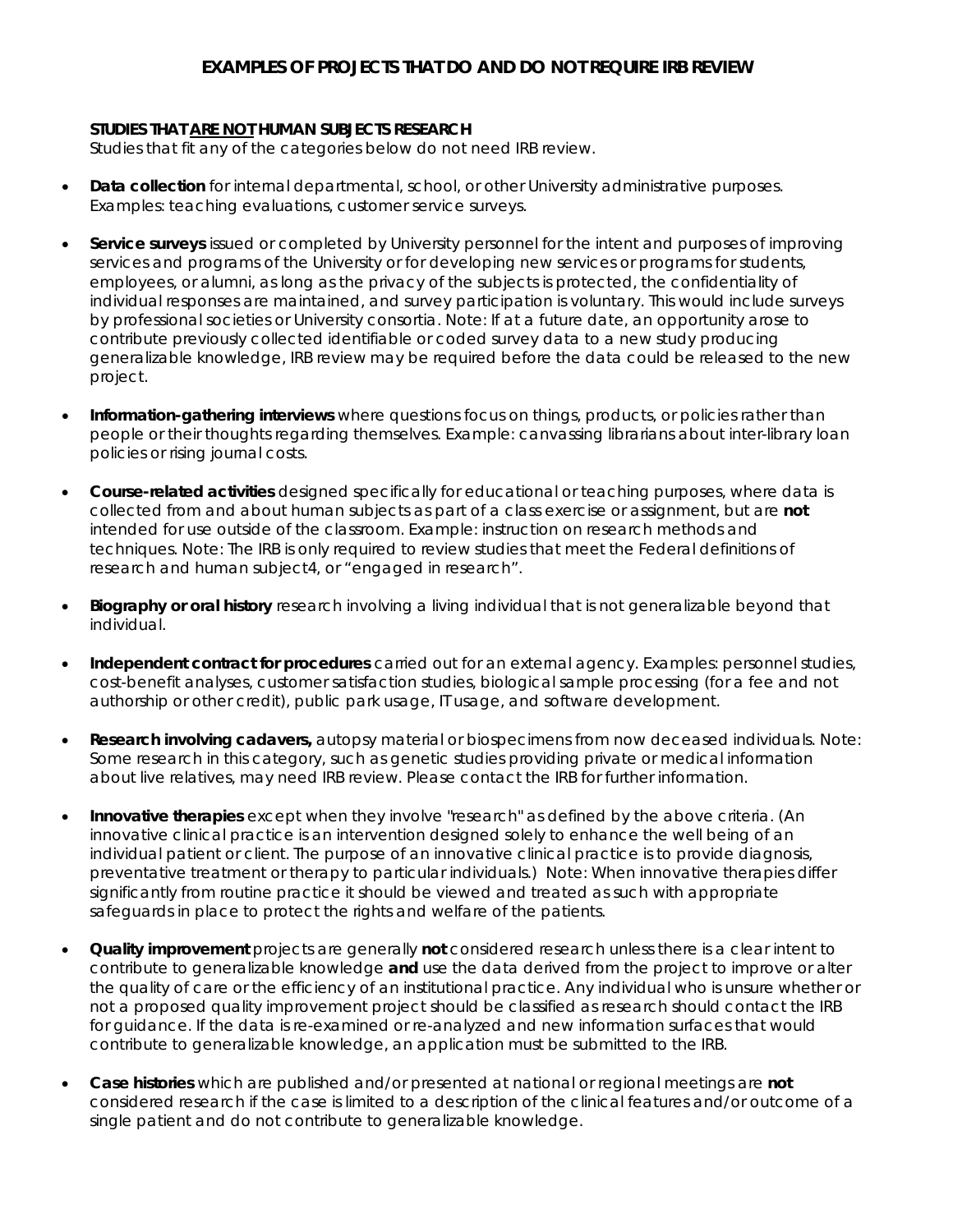# EXAMPLES OF PROJECTS THAT DO AND DO NOT REQUIRE IRB REVIEW

**STUDIES THAT ARE NOT HUMAN SUBJECTS RESEARCH**

Studies that fit any of the categories below do not need IRB review.

- **Data collection** for internal departmental, school, or other University administrative purposes. Examples: teaching evaluations, customer service surveys.

- **Service surveys** issued or completed by University personnel for the intent and purposes of improving services and programs of the University or for developing new services or programs for students, employees, or alumni, as long as the privacy of the subjects is protected, the confidentiality of individual responses are maintained, and survey participation is voluntary. This would include surveys by professional societies or University consortia. Note: If at a future date, an opportunity arose to contribute previously collected identifiable or coded survey data to a new study producing generalizable knowledge, IRB review may be required before the data could be released to the new project.

- **Information-gathering interviews** where questions focus on things, products, or policies rather than people or their thoughts regarding themselves. Example: canvassing librarians about inter-library loan policies or rising journal costs.

- **Course-related activities** designed specifically for educational or teaching purposes, where data is collected from and about human subjects as part of a class exercise or assignment, but are **not** intended for use outside of the classroom. Example: instruction on research methods and techniques. Note: The IRB is only required to review studies that meet the Federal definitions of research and human subject4, or "engaged in research".

- **Biography or oral history** research involving a living individual that is not generalizable beyond that individual.

- **Independent contract for procedures** carried out for an external agency. Examples: personnel studies, cost-benefit analyses, customer satisfaction studies, biological sample processing (for a fee and not authorship or other credit), public park usage, IT usage, and software development.

- **Research involving cadavers,** autopsy material or biospecimens from now deceased individuals. Note: Some research in this category, such as genetic studies providing private or medical information about live relatives, may need IRB review. Please contact the IRB for further information.

- **Innovative therapies** except when they involve "research" as defined by the above criteria. (An innovative clinical practice is an intervention designed solely to enhance the well being of an individual patient or client. The purpose of an innovative clinical practice is to provide diagnosis, preventative treatment or therapy to particular individuals.) Note: When innovative therapies differ significantly from routine practice it should be viewed and treated as such with appropriate safeguards in place to protect the rights and welfare of the patients.

- **Quality improvement** projects are generally **not** considered research unless there is a clear intent to contribute to generalizable knowledge **and** use the data derived from the project to improve or alter the quality of care or the efficiency of an institutional practice. Any individual who is unsure whether or not a proposed quality improvement project should be classified as research should contact the IRB for guidance. If the data is re-examined or re-analyzed and new information surfaces that would contribute to generalizable knowledge, an application must be submitted to the IRB.

- **Case histories** which are published and/or presented at national or regional meetings are **not** considered research if the case is limited to a description of the clinical features and/or outcome of a single patient and do not contribute to generalizable knowledge.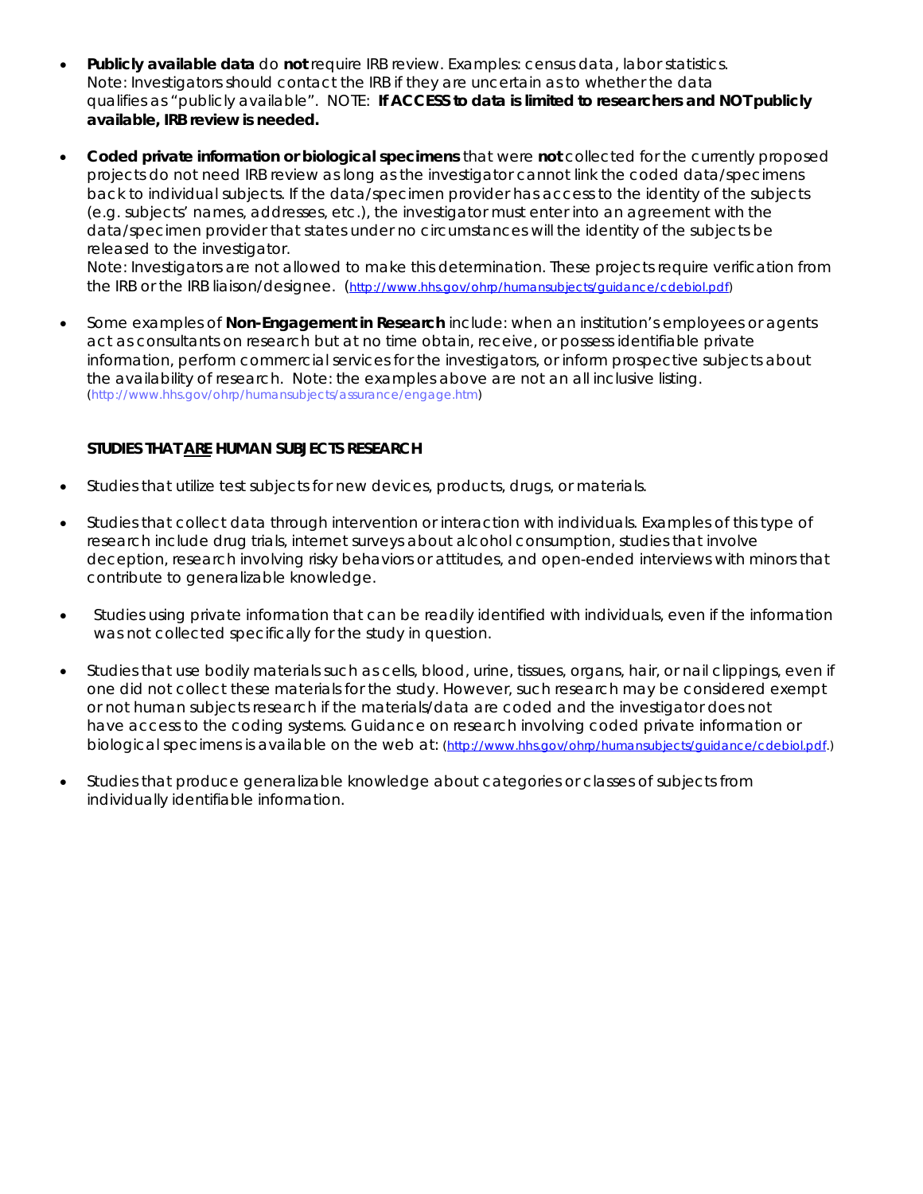- **Publicly available data** do **not** require IRB review. Examples: census data, labor statistics. Note: Investigators should contact the IRB if they are uncertain as to whether the data qualifies as "publicly available". NOTE: **If ACCESS to data is limited to researchers and NOT publicly available, IRB review is needed.**

- **Coded private information or biological specimens** that were **not** collected for the currently proposed projects do not need IRB review as long as the investigator cannot link the coded data/specimens back to individual subjects. If the data/specimen provider has access to the identity of the subjects (e.g. subjects' names, addresses, etc.), the investigator must enter into an agreement with the data/specimen provider that states under no circumstances will the identity of the subjects be released to the investigator.
  Note: Investigators are not allowed to make this determination. These projects require verification from the IRB or the IRB liaison/designee. (http://www.hhs.gov/ohrp/humansubjects/guidance/cdebiol.pdf)

- Some examples of **Non-Engagement in Research** include: when an institution's employees or agents act as consultants on research but at no time obtain, receive, or possess identifiable private information, perform commercial services for the investigators, or inform prospective subjects about the availability of research. Note: the examples above are not an all inclusive listing. (http://www.hhs.gov/ohrp/humansubjects/assurance/engage.htm)

**STUDIES THAT ARE HUMAN SUBJECTS RESEARCH**

- Studies that utilize test subjects for new devices, products, drugs, or materials.

- Studies that collect data through intervention or interaction with individuals. Examples of this type of research include drug trials, internet surveys about alcohol consumption, studies that involve deception, research involving risky behaviors or attitudes, and open-ended interviews with minors that contribute to generalizable knowledge.

- Studies using private information that can be readily identified with individuals, even if the information was not collected specifically for the study in question.

- Studies that use bodily materials such as cells, blood, urine, tissues, organs, hair, or nail clippings, even if one did not collect these materials for the study. However, such research may be considered exempt or not human subjects research if the materials/data are coded and the investigator does not have access to the coding systems. Guidance on research involving coded private information or biological specimens is available on the web at: (http://www.hhs.gov/ohrp/humansubjects/guidance/cdebiol.pdf.)

- Studies that produce generalizable knowledge about categories or classes of subjects from individually identifiable information.